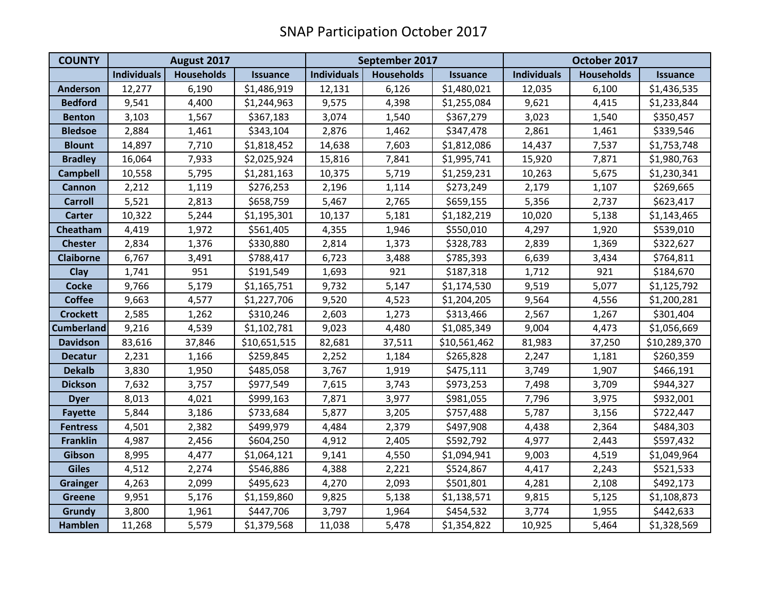# SNAP Participation October 2017

| COUNTY | August 2017 | | | September 2017 | | | October 2017 | | |
|---|---|---|---|---|---|---|---|---|---|
| | Individuals | Households | Issuance | Individuals | Households | Issuance | Individuals | Households | Issuance |
| Anderson | 12,277 | 6,190 | $1,486,919 | 12,131 | 6,126 | $1,480,021 | 12,035 | 6,100 | $1,436,535 |
| Bedford | 9,541 | 4,400 | $1,244,963 | 9,575 | 4,398 | $1,255,084 | 9,621 | 4,415 | $1,233,844 |
| Benton | 3,103 | 1,567 | $367,183 | 3,074 | 1,540 | $367,279 | 3,023 | 1,540 | $350,457 |
| Bledsoe | 2,884 | 1,461 | $343,104 | 2,876 | 1,462 | $347,478 | 2,861 | 1,461 | $339,546 |
| Blount | 14,897 | 7,710 | $1,818,452 | 14,638 | 7,603 | $1,812,086 | 14,437 | 7,537 | $1,753,748 |
| Bradley | 16,064 | 7,933 | $2,025,924 | 15,816 | 7,841 | $1,995,741 | 15,920 | 7,871 | $1,980,763 |
| Campbell | 10,558 | 5,795 | $1,281,163 | 10,375 | 5,719 | $1,259,231 | 10,263 | 5,675 | $1,230,341 |
| Cannon | 2,212 | 1,119 | $276,253 | 2,196 | 1,114 | $273,249 | 2,179 | 1,107 | $269,665 |
| Carroll | 5,521 | 2,813 | $658,759 | 5,467 | 2,765 | $659,155 | 5,356 | 2,737 | $623,417 |
| Carter | 10,322 | 5,244 | $1,195,301 | 10,137 | 5,181 | $1,182,219 | 10,020 | 5,138 | $1,143,465 |
| Cheatham | 4,419 | 1,972 | $561,405 | 4,355 | 1,946 | $550,010 | 4,297 | 1,920 | $539,010 |
| Chester | 2,834 | 1,376 | $330,880 | 2,814 | 1,373 | $328,783 | 2,839 | 1,369 | $322,627 |
| Claiborne | 6,767 | 3,491 | $788,417 | 6,723 | 3,488 | $785,393 | 6,639 | 3,434 | $764,811 |
| Clay | 1,741 | 951 | $191,549 | 1,693 | 921 | $187,318 | 1,712 | 921 | $184,670 |
| Cocke | 9,766 | 5,179 | $1,165,751 | 9,732 | 5,147 | $1,174,530 | 9,519 | 5,077 | $1,125,792 |
| Coffee | 9,663 | 4,577 | $1,227,706 | 9,520 | 4,523 | $1,204,205 | 9,564 | 4,556 | $1,200,281 |
| Crockett | 2,585 | 1,262 | $310,246 | 2,603 | 1,273 | $313,466 | 2,567 | 1,267 | $301,404 |
| Cumberland | 9,216 | 4,539 | $1,102,781 | 9,023 | 4,480 | $1,085,349 | 9,004 | 4,473 | $1,056,669 |
| Davidson | 83,616 | 37,846 | $10,651,515 | 82,681 | 37,511 | $10,561,462 | 81,983 | 37,250 | $10,289,370 |
| Decatur | 2,231 | 1,166 | $259,845 | 2,252 | 1,184 | $265,828 | 2,247 | 1,181 | $260,359 |
| Dekalb | 3,830 | 1,950 | $485,058 | 3,767 | 1,919 | $475,111 | 3,749 | 1,907 | $466,191 |
| Dickson | 7,632 | 3,757 | $977,549 | 7,615 | 3,743 | $973,253 | 7,498 | 3,709 | $944,327 |
| Dyer | 8,013 | 4,021 | $999,163 | 7,871 | 3,977 | $981,055 | 7,796 | 3,975 | $932,001 |
| Fayette | 5,844 | 3,186 | $733,684 | 5,877 | 3,205 | $757,488 | 5,787 | 3,156 | $722,447 |
| Fentress | 4,501 | 2,382 | $499,979 | 4,484 | 2,379 | $497,908 | 4,438 | 2,364 | $484,303 |
| Franklin | 4,987 | 2,456 | $604,250 | 4,912 | 2,405 | $592,792 | 4,977 | 2,443 | $597,432 |
| Gibson | 8,995 | 4,477 | $1,064,121 | 9,141 | 4,550 | $1,094,941 | 9,003 | 4,519 | $1,049,964 |
| Giles | 4,512 | 2,274 | $546,886 | 4,388 | 2,221 | $524,867 | 4,417 | 2,243 | $521,533 |
| Grainger | 4,263 | 2,099 | $495,623 | 4,270 | 2,093 | $501,801 | 4,281 | 2,108 | $492,173 |
| Greene | 9,951 | 5,176 | $1,159,860 | 9,825 | 5,138 | $1,138,571 | 9,815 | 5,125 | $1,108,873 |
| Grundy | 3,800 | 1,961 | $447,706 | 3,797 | 1,964 | $454,532 | 3,774 | 1,955 | $442,633 |
| Hamblen | 11,268 | 5,579 | $1,379,568 | 11,038 | 5,478 | $1,354,822 | 10,925 | 5,464 | $1,328,569 |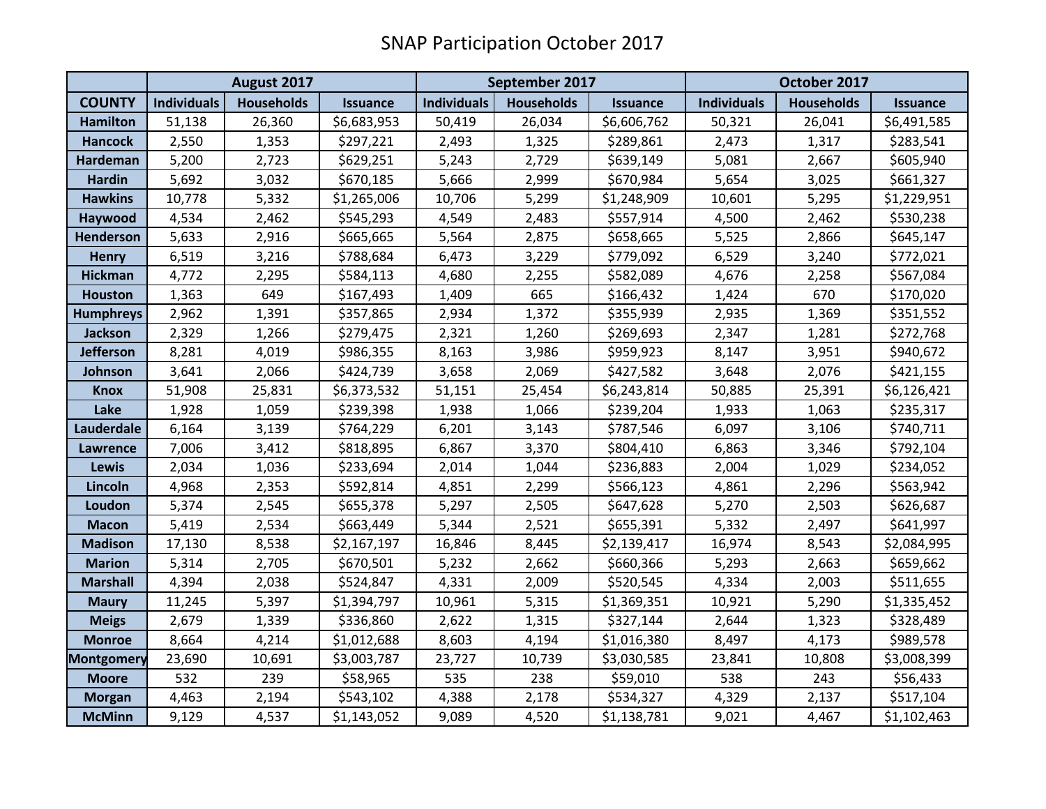# SNAP Participation October 2017

| | August 2017 | | | September 2017 | | | October 2017 | | |
|---|---|---|---|---|---|---|---|---|---|
| **COUNTY** | **Individuals** | **Households** | **Issuance** | **Individuals** | **Households** | **Issuance** | **Individuals** | **Households** | **Issuance** |
| **Hamilton** | 51,138 | 26,360 | $6,683,953 | 50,419 | 26,034 | $6,606,762 | 50,321 | 26,041 | $6,491,585 |
| **Hancock** | 2,550 | 1,353 | $297,221 | 2,493 | 1,325 | $289,861 | 2,473 | 1,317 | $283,541 |
| **Hardeman** | 5,200 | 2,723 | $629,251 | 5,243 | 2,729 | $639,149 | 5,081 | 2,667 | $605,940 |
| **Hardin** | 5,692 | 3,032 | $670,185 | 5,666 | 2,999 | $670,984 | 5,654 | 3,025 | $661,327 |
| **Hawkins** | 10,778 | 5,332 | $1,265,006 | 10,706 | 5,299 | $1,248,909 | 10,601 | 5,295 | $1,229,951 |
| **Haywood** | 4,534 | 2,462 | $545,293 | 4,549 | 2,483 | $557,914 | 4,500 | 2,462 | $530,238 |
| **Henderson** | 5,633 | 2,916 | $665,665 | 5,564 | 2,875 | $658,665 | 5,525 | 2,866 | $645,147 |
| **Henry** | 6,519 | 3,216 | $788,684 | 6,473 | 3,229 | $779,092 | 6,529 | 3,240 | $772,021 |
| **Hickman** | 4,772 | 2,295 | $584,113 | 4,680 | 2,255 | $582,089 | 4,676 | 2,258 | $567,084 |
| **Houston** | 1,363 | 649 | $167,493 | 1,409 | 665 | $166,432 | 1,424 | 670 | $170,020 |
| **Humphreys** | 2,962 | 1,391 | $357,865 | 2,934 | 1,372 | $355,939 | 2,935 | 1,369 | $351,552 |
| **Jackson** | 2,329 | 1,266 | $279,475 | 2,321 | 1,260 | $269,693 | 2,347 | 1,281 | $272,768 |
| **Jefferson** | 8,281 | 4,019 | $986,355 | 8,163 | 3,986 | $959,923 | 8,147 | 3,951 | $940,672 |
| **Johnson** | 3,641 | 2,066 | $424,739 | 3,658 | 2,069 | $427,582 | 3,648 | 2,076 | $421,155 |
| **Knox** | 51,908 | 25,831 | $6,373,532 | 51,151 | 25,454 | $6,243,814 | 50,885 | 25,391 | $6,126,421 |
| **Lake** | 1,928 | 1,059 | $239,398 | 1,938 | 1,066 | $239,204 | 1,933 | 1,063 | $235,317 |
| **Lauderdale** | 6,164 | 3,139 | $764,229 | 6,201 | 3,143 | $787,546 | 6,097 | 3,106 | $740,711 |
| **Lawrence** | 7,006 | 3,412 | $818,895 | 6,867 | 3,370 | $804,410 | 6,863 | 3,346 | $792,104 |
| **Lewis** | 2,034 | 1,036 | $233,694 | 2,014 | 1,044 | $236,883 | 2,004 | 1,029 | $234,052 |
| **Lincoln** | 4,968 | 2,353 | $592,814 | 4,851 | 2,299 | $566,123 | 4,861 | 2,296 | $563,942 |
| **Loudon** | 5,374 | 2,545 | $655,378 | 5,297 | 2,505 | $647,628 | 5,270 | 2,503 | $626,687 |
| **Macon** | 5,419 | 2,534 | $663,449 | 5,344 | 2,521 | $655,391 | 5,332 | 2,497 | $641,997 |
| **Madison** | 17,130 | 8,538 | $2,167,197 | 16,846 | 8,445 | $2,139,417 | 16,974 | 8,543 | $2,084,995 |
| **Marion** | 5,314 | 2,705 | $670,501 | 5,232 | 2,662 | $660,366 | 5,293 | 2,663 | $659,662 |
| **Marshall** | 4,394 | 2,038 | $524,847 | 4,331 | 2,009 | $520,545 | 4,334 | 2,003 | $511,655 |
| **Maury** | 11,245 | 5,397 | $1,394,797 | 10,961 | 5,315 | $1,369,351 | 10,921 | 5,290 | $1,335,452 |
| **Meigs** | 2,679 | 1,339 | $336,860 | 2,622 | 1,315 | $327,144 | 2,644 | 1,323 | $328,489 |
| **Monroe** | 8,664 | 4,214 | $1,012,688 | 8,603 | 4,194 | $1,016,380 | 8,497 | 4,173 | $989,578 |
| **Montgomery** | 23,690 | 10,691 | $3,003,787 | 23,727 | 10,739 | $3,030,585 | 23,841 | 10,808 | $3,008,399 |
| **Moore** | 532 | 239 | $58,965 | 535 | 238 | $59,010 | 538 | 243 | $56,433 |
| **Morgan** | 4,463 | 2,194 | $543,102 | 4,388 | 2,178 | $534,327 | 4,329 | 2,137 | $517,104 |
| **McMinn** | 9,129 | 4,537 | $1,143,052 | 9,089 | 4,520 | $1,138,781 | 9,021 | 4,467 | $1,102,463 |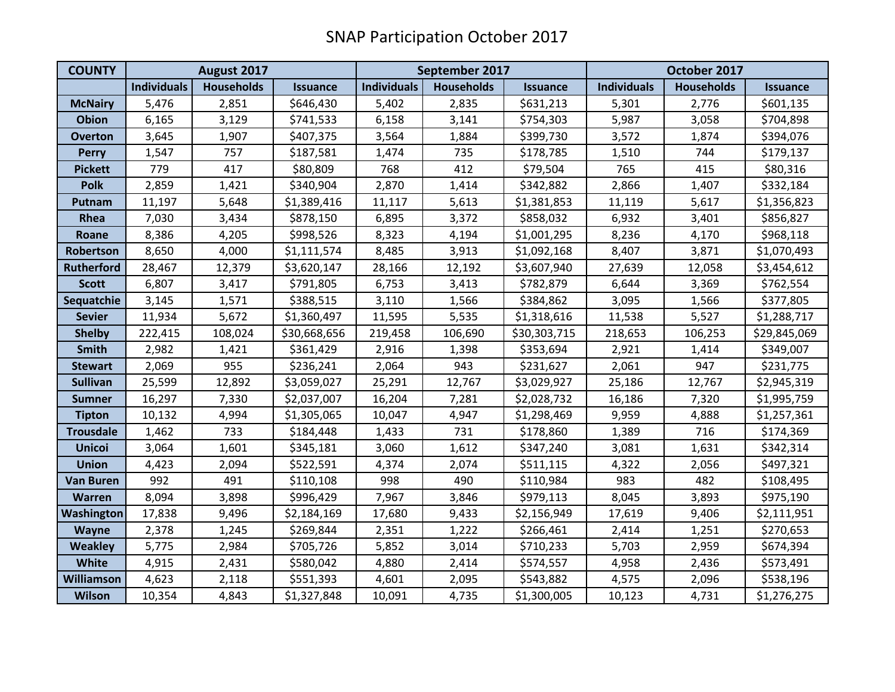# SNAP Participation October 2017

| COUNTY | August 2017 | | | September 2017 | | | October 2017 | | |
|---|---|---|---|---|---|---|---|---|---|
| | Individuals | Households | Issuance | Individuals | Households | Issuance | Individuals | Households | Issuance |
| McNairy | 5,476 | 2,851 | $646,430 | 5,402 | 2,835 | $631,213 | 5,301 | 2,776 | $601,135 |
| Obion | 6,165 | 3,129 | $741,533 | 6,158 | 3,141 | $754,303 | 5,987 | 3,058 | $704,898 |
| Overton | 3,645 | 1,907 | $407,375 | 3,564 | 1,884 | $399,730 | 3,572 | 1,874 | $394,076 |
| Perry | 1,547 | 757 | $187,581 | 1,474 | 735 | $178,785 | 1,510 | 744 | $179,137 |
| Pickett | 779 | 417 | $80,809 | 768 | 412 | $79,504 | 765 | 415 | $80,316 |
| Polk | 2,859 | 1,421 | $340,904 | 2,870 | 1,414 | $342,882 | 2,866 | 1,407 | $332,184 |
| Putnam | 11,197 | 5,648 | $1,389,416 | 11,117 | 5,613 | $1,381,853 | 11,119 | 5,617 | $1,356,823 |
| Rhea | 7,030 | 3,434 | $878,150 | 6,895 | 3,372 | $858,032 | 6,932 | 3,401 | $856,827 |
| Roane | 8,386 | 4,205 | $998,526 | 8,323 | 4,194 | $1,001,295 | 8,236 | 4,170 | $968,118 |
| Robertson | 8,650 | 4,000 | $1,111,574 | 8,485 | 3,913 | $1,092,168 | 8,407 | 3,871 | $1,070,493 |
| Rutherford | 28,467 | 12,379 | $3,620,147 | 28,166 | 12,192 | $3,607,940 | 27,639 | 12,058 | $3,454,612 |
| Scott | 6,807 | 3,417 | $791,805 | 6,753 | 3,413 | $782,879 | 6,644 | 3,369 | $762,554 |
| Sequatchie | 3,145 | 1,571 | $388,515 | 3,110 | 1,566 | $384,862 | 3,095 | 1,566 | $377,805 |
| Sevier | 11,934 | 5,672 | $1,360,497 | 11,595 | 5,535 | $1,318,616 | 11,538 | 5,527 | $1,288,717 |
| Shelby | 222,415 | 108,024 | $30,668,656 | 219,458 | 106,690 | $30,303,715 | 218,653 | 106,253 | $29,845,069 |
| Smith | 2,982 | 1,421 | $361,429 | 2,916 | 1,398 | $353,694 | 2,921 | 1,414 | $349,007 |
| Stewart | 2,069 | 955 | $236,241 | 2,064 | 943 | $231,627 | 2,061 | 947 | $231,775 |
| Sullivan | 25,599 | 12,892 | $3,059,027 | 25,291 | 12,767 | $3,029,927 | 25,186 | 12,767 | $2,945,319 |
| Sumner | 16,297 | 7,330 | $2,037,007 | 16,204 | 7,281 | $2,028,732 | 16,186 | 7,320 | $1,995,759 |
| Tipton | 10,132 | 4,994 | $1,305,065 | 10,047 | 4,947 | $1,298,469 | 9,959 | 4,888 | $1,257,361 |
| Trousdale | 1,462 | 733 | $184,448 | 1,433 | 731 | $178,860 | 1,389 | 716 | $174,369 |
| Unicoi | 3,064 | 1,601 | $345,181 | 3,060 | 1,612 | $347,240 | 3,081 | 1,631 | $342,314 |
| Union | 4,423 | 2,094 | $522,591 | 4,374 | 2,074 | $511,115 | 4,322 | 2,056 | $497,321 |
| Van Buren | 992 | 491 | $110,108 | 998 | 490 | $110,984 | 983 | 482 | $108,495 |
| Warren | 8,094 | 3,898 | $996,429 | 7,967 | 3,846 | $979,113 | 8,045 | 3,893 | $975,190 |
| Washington | 17,838 | 9,496 | $2,184,169 | 17,680 | 9,433 | $2,156,949 | 17,619 | 9,406 | $2,111,951 |
| Wayne | 2,378 | 1,245 | $269,844 | 2,351 | 1,222 | $266,461 | 2,414 | 1,251 | $270,653 |
| Weakley | 5,775 | 2,984 | $705,726 | 5,852 | 3,014 | $710,233 | 5,703 | 2,959 | $674,394 |
| White | 4,915 | 2,431 | $580,042 | 4,880 | 2,414 | $574,557 | 4,958 | 2,436 | $573,491 |
| Williamson | 4,623 | 2,118 | $551,393 | 4,601 | 2,095 | $543,882 | 4,575 | 2,096 | $538,196 |
| Wilson | 10,354 | 4,843 | $1,327,848 | 10,091 | 4,735 | $1,300,005 | 10,123 | 4,731 | $1,276,275 |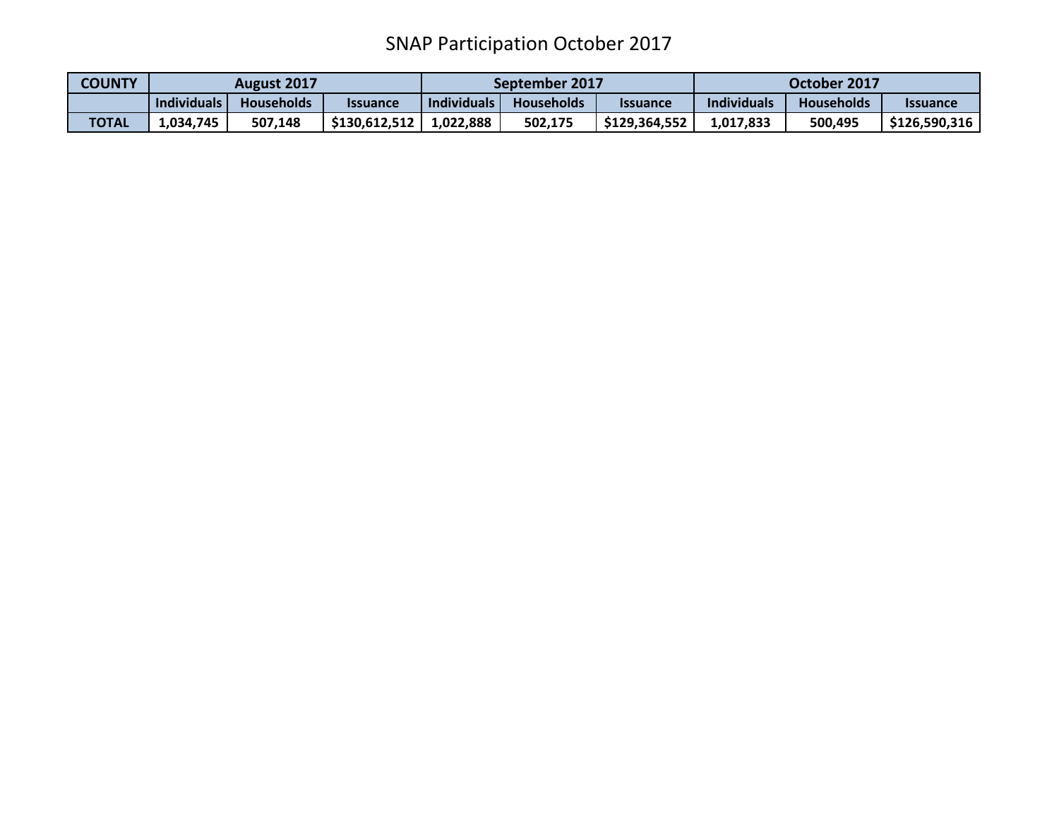# SNAP Participation October 2017

| COUNTY | August 2017 | | | September 2017 | | | October 2017 | | |
|---|---|---|---|---|---|---|---|---|---|
| | Individuals | Households | Issuance | Individuals | Households | Issuance | Individuals | Households | Issuance |
| **TOTAL** | **1,034,745** | **507,148** | **$130,612,512** | **1,022,888** | **502,175** | **$129,364,552** | **1,017,833** | **500,495** | **$126,590,316** |